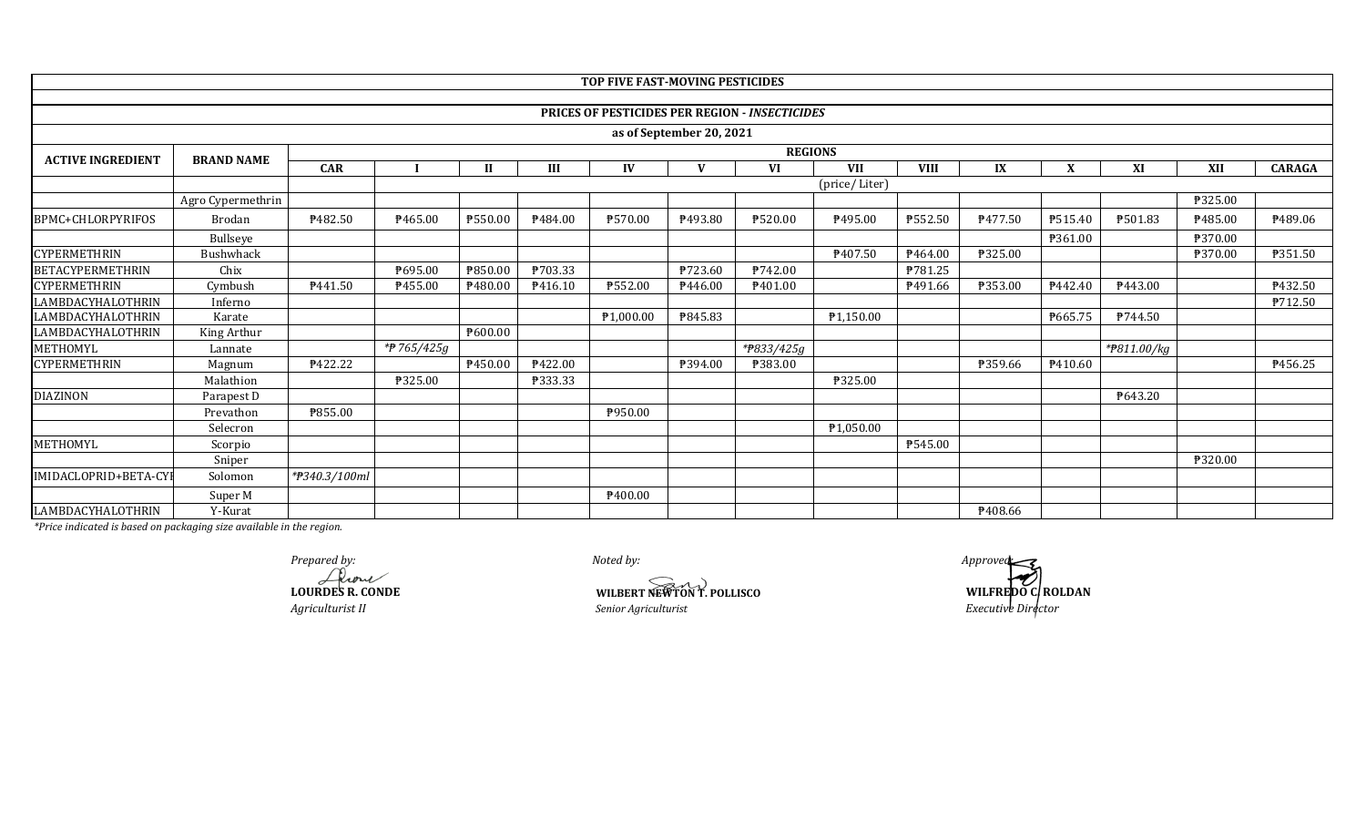## TOP FIVE FAST-MOVING PESTICIDES

### PRICES OF PESTICIDES PER REGION - *INSECTICIDES*

as of September 20, 2021

| ACTIVE INGREDIENT | BRAND NAME | REGIONS | | | | | | | | | | | | | |
|---|---|---|---|---|---|---|---|---|---|---|---|---|---|---|---|
| | | CAR | I | II | III | IV | V | VI | VII | VIII | IX | X | XI | XII | CARAGA |
| | | | (price/ Liter) | | | | | | | | | | | | |
| | Agro Cypermethrin | | | | | | | | | | | | | ₱325.00 | |
| BPMC+CHLORPYRIFOS | Brodan | ₱482.50 | ₱465.00 | ₱550.00 | ₱484.00 | ₱570.00 | ₱493.80 | ₱520.00 | ₱495.00 | ₱552.50 | ₱477.50 | ₱515.40 | ₱501.83 | ₱485.00 | ₱489.06 |
| | Bullseye | | | | | | | | | | | ₱361.00 | | ₱370.00 | |
| CYPERMETHRIN | Bushwhack | | | | | | | | ₱407.50 | ₱464.00 | ₱325.00 | | | ₱370.00 | ₱351.50 |
| BETACYPERMETHRIN | Chix | | ₱695.00 | ₱850.00 | ₱703.33 | | ₱723.60 | ₱742.00 | | ₱781.25 | | | | | |
| CYPERMETHRIN | Cymbush | ₱441.50 | ₱455.00 | ₱480.00 | ₱416.10 | ₱552.00 | ₱446.00 | ₱401.00 | | ₱491.66 | ₱353.00 | ₱442.40 | ₱443.00 | | ₱432.50 |
| LAMBDACYHALOTHRIN | Inferno | | | | | | | | | | | | | | ₱712.50 |
| LAMBDACYHALOTHRIN | Karate | | | | | ₱1,000.00 | ₱845.83 | | ₱1,150.00 | | | ₱665.75 | ₱744.50 | | |
| LAMBDACYHALOTHRIN | King Arthur | | | ₱600.00 | | | | | | | | | | | |
| METHOMYL | Lannate | | *₱765/425g* | | | | | *₱833/425g* | | | | | *₱811.00/kg* | | |
| CYPERMETHRIN | Magnum | ₱422.22 | | ₱450.00 | ₱422.00 | | ₱394.00 | ₱383.00 | | | ₱359.66 | ₱410.60 | | | ₱456.25 |
| | Malathion | | ₱325.00 | | ₱333.33 | | | | ₱325.00 | | | | | | |
| DIAZINON | Parapest D | | | | | | | | | | | | ₱643.20 | | |
| | Prevathon | ₱855.00 | | | | ₱950.00 | | | | | | | | | |
| | Selecron | | | | | | | | ₱1,050.00 | | | | | | |
| METHOMYL | Scorpio | | | | | | | | | ₱545.00 | | | | | |
| | Sniper | | | | | | | | | | | | | ₱320.00 | |
| IMIDACLOPRID+BETA-CYF | Solomon | *₱340.3/100ml* | | | | | | | | | | | | | |
| | Super M | | | | | ₱400.00 | | | | | | | | | |
| LAMBDACYHALOTHRIN | Y-Kurat | | | | | | | | | | ₱408.66 | | | | |

*\*Price indicated is based on packaging size available in the region.*

*Prepared by:*
**LOURDES R. CONDE**
*Agriculturist II*

*Noted by:*
**WILBERT NEWTON T. POLLISCO**
*Senior Agriculturist*

*Approved:*
**WILFREDO C. ROLDAN**
*Executive Director*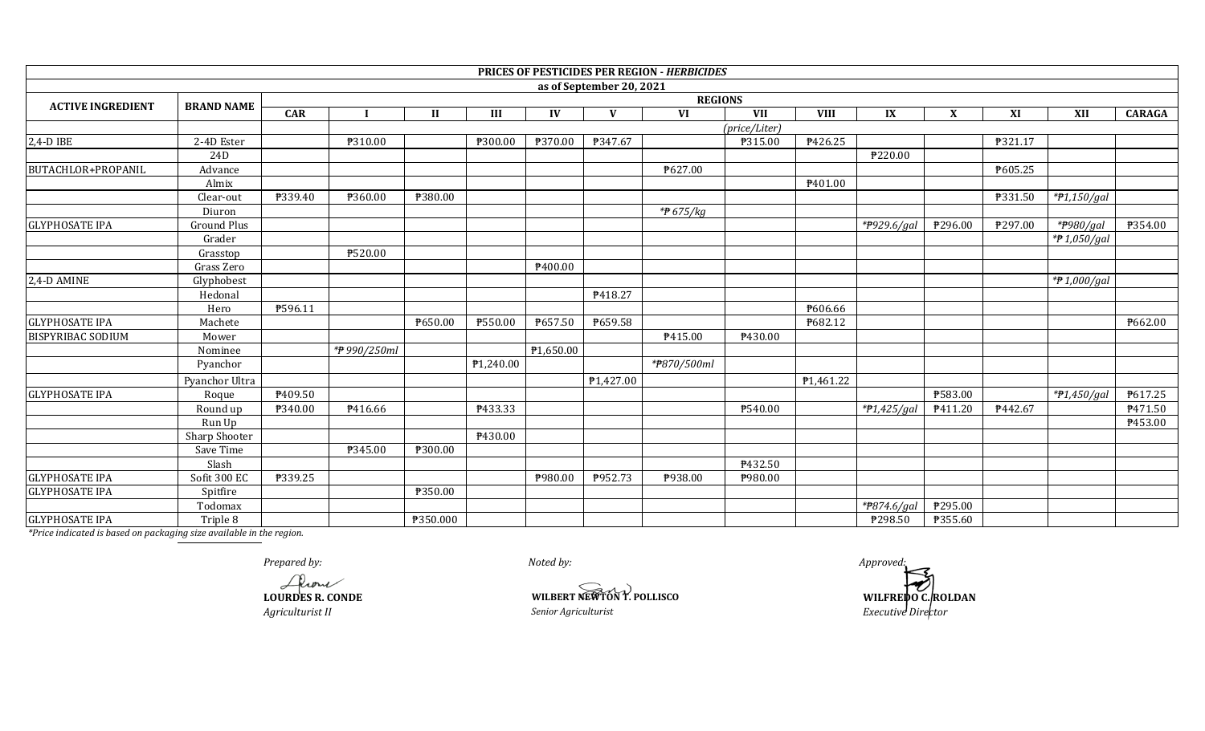| PRICES OF PESTICIDES PER REGION - *HERBICIDES* | | | | | | | | | | | | | | | |
|---|---|---|---|---|---|---|---|---|---|---|---|---|---|---|---|
| as of September 20, 2021 | | | | | | | | | | | | | | | |
| **ACTIVE INGREDIENT** | **BRAND NAME** | **REGIONS** | | | | | | | | | | | | | |
| | | **CAR** | **I** | **II** | **III** | **IV** | **V** | **VI** | **VII** | **VIII** | **IX** | **X** | **XI** | **XII** | **CARAGA** |
| | | | *(price/Liter)* | | | | | | | | | | | | |
| 2,4-D IBE | 2-4D Ester | | ₱310.00 | | ₱300.00 | ₱370.00 | ₱347.67 | | ₱315.00 | ₱426.25 | | | ₱321.17 | | |
| | 24D | | | | | | | | | | ₱220.00 | | | | |
| BUTACHLOR+PROPANIL | Advance | | | | | | | ₱627.00 | | | | | ₱605.25 | | |
| | Almix | | | | | | | | | ₱401.00 | | | | | |
| | Clear-out | ₱339.40 | ₱360.00 | ₱380.00 | | | | | | | | | ₱331.50 | *₱1,150/gal* | |
| | Diuron | | | | | | | *₱ 675/kg* | | | | | | | |
| GLYPHOSATE IPA | Ground Plus | | | | | | | | | | *₱929.6/gal* | ₱296.00 | ₱297.00 | *₱980/gal* | ₱354.00 |
| | Grader | | | | | | | | | | | | | *₱ 1,050/gal* | |
| | Grasstop | | ₱520.00 | | | | | | | | | | | | |
| | Grass Zero | | | | | ₱400.00 | | | | | | | | | |
| 2,4-D AMINE | Glyphobest | | | | | | | | | | | | | *₱ 1,000/gal* | |
| | Hedonal | | | | | | ₱418.27 | | | | | | | | |
| | Hero | ₱596.11 | | | | | | | | ₱606.66 | | | | | |
| GLYPHOSATE IPA | Machete | | | ₱650.00 | ₱550.00 | ₱657.50 | ₱659.58 | | | ₱682.12 | | | | | ₱662.00 |
| BISPYRIBAC SODIUM | Mower | | | | | | | ₱415.00 | ₱430.00 | | | | | | |
| | Nominee | | *₱ 990/250ml* | | | ₱1,650.00 | | | | | | | | | |
| | Pyanchor | | | | ₱1,240.00 | | | *₱870/500ml* | | | | | | | |
| | Pyanchor Ultra | | | | | | ₱1,427.00 | | | ₱1,461.22 | | | | | |
| GLYPHOSATE IPA | Roque | ₱409.50 | | | | | | | | | | ₱583.00 | | *₱1,450/gal* | ₱617.25 |
| | Round up | ₱340.00 | ₱416.66 | | ₱433.33 | | | | ₱540.00 | | *₱1,425/gal* | ₱411.20 | ₱442.67 | | ₱471.50 |
| | Run Up | | | | | | | | | | | | | | ₱453.00 |
| | Sharp Shooter | | | | ₱430.00 | | | | | | | | | | |
| | Save Time | | ₱345.00 | ₱300.00 | | | | | | | | | | | |
| | Slash | | | | | | | | ₱432.50 | | | | | | |
| GLYPHOSATE IPA | Sofit 300 EC | ₱339.25 | | | | ₱980.00 | ₱952.73 | ₱938.00 | ₱980.00 | | | | | | |
| GLYPHOSATE IPA | Spitfire | | | ₱350.00 | | | | | | | | | | | |
| | Todomax | | | | | | | | | | *₱874.6/gal* | ₱295.00 | | | |
| GLYPHOSATE IPA | Triple 8 | | | ₱350.000 | | | | | | | ₱298.50 | ₱355.60 | | | |

*\*Price indicated is based on packaging size available in the region.*

*Prepared by:*

**LOURDES R. CONDE**
*Agriculturist II*

*Noted by:*

**WILBERT NEWTON T. POLLISCO**
*Senior Agriculturist*

*Approved:*

**WILFREDO C. ROLDAN**
*Executive Director*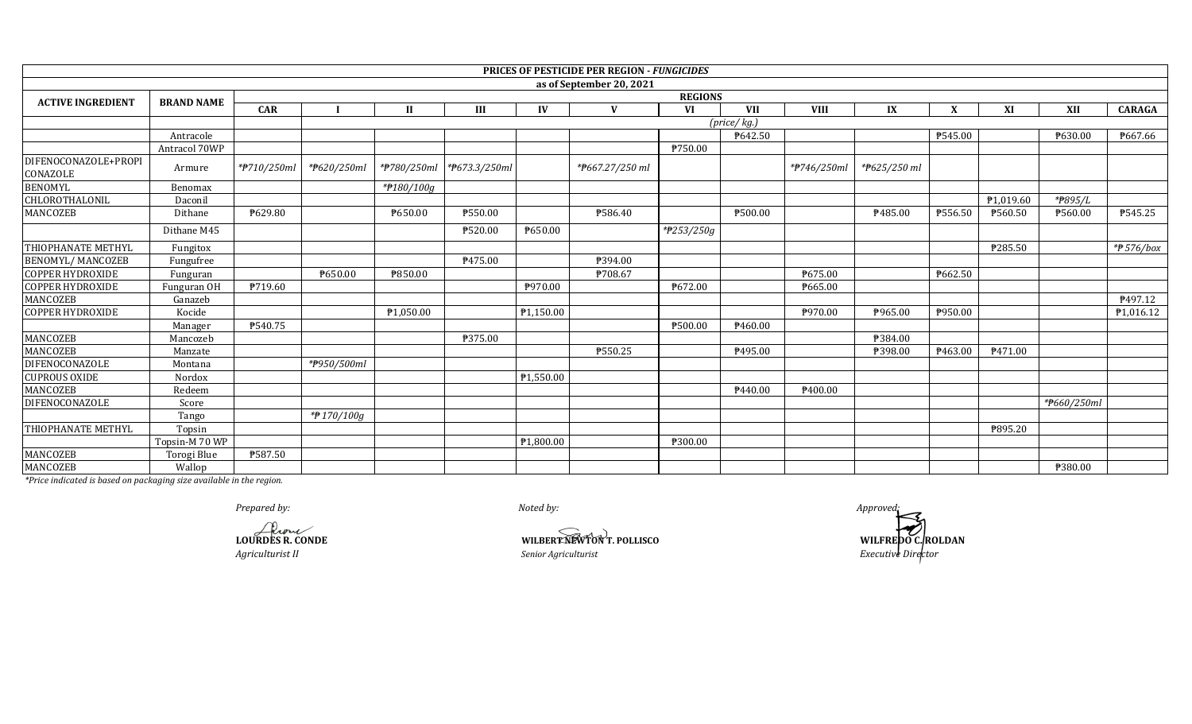## PRICES OF PESTICIDE PER REGION - *FUNGICIDES*

### as of September 20, 2021

| ACTIVE INGREDIENT | BRAND NAME | REGIONS | | | | | | | | | | | | | |
|---|---|---|---|---|---|---|---|---|---|---|---|---|---|---|---|
| | | CAR | I | II | III | IV | V | VI | VII | VIII | IX | X | XI | XII | CARAGA |
| | | *(price/ kg.)* | | | | | | | | | | | | | |
| | Antracole | | | | | | | | ₱642.50 | | | ₱545.00 | | ₱630.00 | ₱667.66 |
| | Antracol 70WP | | | | | | | ₱750.00 | | | | | | | |
| DIFENOCONAZOLE+PROPICONAZOLE | Armure | *₱710/250ml | *₱620/250ml | *₱780/250ml | *₱673.3/250ml | | *₱667.27/250 ml | | | *₱746/250ml | *₱625/250 ml | | | | |
| BENOMYL | Benomax | | | *₱180/100g | | | | | | | | | | | |
| CHLOROTHALONIL | Daconil | | | | | | | | | | | | ₱1,019.60 | *₱895/L | |
| MANCOZEB | Dithane | ₱629.80 | | ₱650.00 | ₱550.00 | | ₱586.40 | | ₱500.00 | | ₱485.00 | ₱556.50 | ₱560.50 | ₱560.00 | ₱545.25 |
| | Dithane M45 | | | | ₱520.00 | ₱650.00 | | *₱253/250g | | | | | | | |
| THIOPHANATE METHYL | Fungitox | | | | | | | | | | | | ₱285.50 | | *₱ 576/box |
| BENOMYL/ MANCOZEB | Fungufree | | | | ₱475.00 | | ₱394.00 | | | | | | | | |
| COPPER HYDROXIDE | Funguran | | ₱650.00 | ₱850.00 | | | ₱708.67 | | | ₱675.00 | | ₱662.50 | | | |
| COPPER HYDROXIDE | Funguran OH | ₱719.60 | | | | ₱970.00 | | ₱672.00 | | ₱665.00 | | | | | |
| MANCOZEB | Ganazeb | | | | | | | | | | | | | | ₱497.12 |
| COPPER HYDROXIDE | Kocide | | | ₱1,050.00 | | ₱1,150.00 | | | | ₱970.00 | ₱965.00 | ₱950.00 | | | ₱1,016.12 |
| | Manager | ₱540.75 | | | | | | ₱500.00 | ₱460.00 | | | | | | |
| MANCOZEB | Mancozeb | | | | ₱375.00 | | | | | | ₱384.00 | | | | |
| MANCOZEB | Manzate | | | | | | ₱550.25 | | ₱495.00 | | ₱398.00 | ₱463.00 | ₱471.00 | | |
| DIFENOCONAZOLE | Montana | | *₱950/500ml | | | | | | | | | | | | |
| CUPROUS OXIDE | Nordox | | | | | ₱1,550.00 | | | | | | | | | |
| MANCOZEB | Redeem | | | | | | | | ₱440.00 | ₱400.00 | | | | | |
| DIFENOCONAZOLE | Score | | | | | | | | | | | | | *₱660/250ml | |
| | Tango | | *₱ 170/100g | | | | | | | | | | | | |
| THIOPHANATE METHYL | Topsin | | | | | | | | | | | | ₱895.20 | | |
| | Topsin-M 70 WP | | | | | ₱1,800.00 | | ₱300.00 | | | | | | | |
| MANCOZEB | Torogi Blue | ₱587.50 | | | | | | | | | | | | | |
| MANCOZEB | Wallop | | | | | | | | | | | | | ₱380.00 | |

*Price indicated is based on packaging size available in the region.*

*Prepared by:*

**LOURDES R. CONDE**
*Agriculturist II*

*Noted by:*

**WILBERT NEWTON T. POLLISCO**
*Senior Agriculturist*

*Approved:*

**WILFREDO C. ROLDAN**
*Executive Director*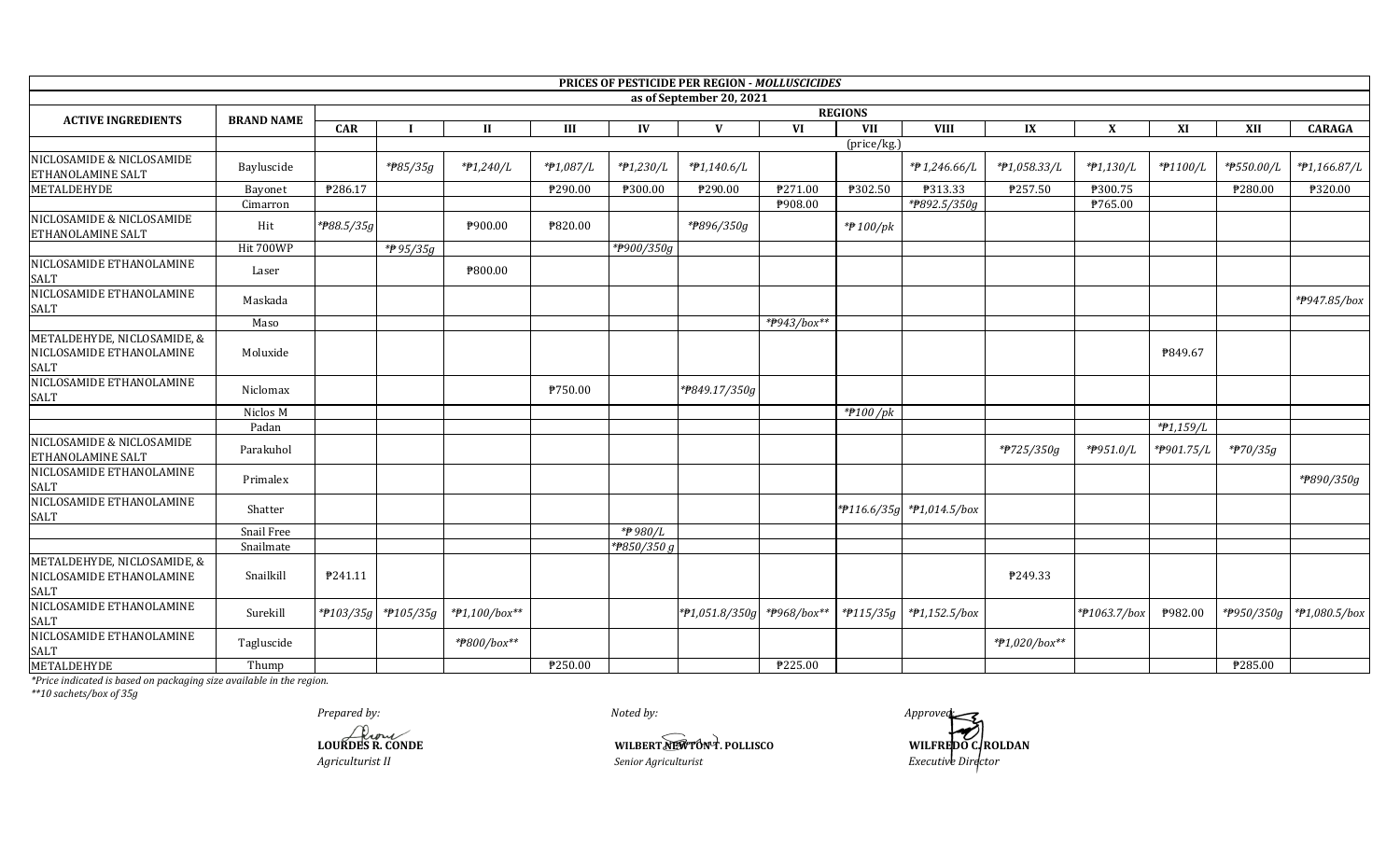**PRICES OF PESTICIDE PER REGION - *MOLLUSCICIDES***

**as of September 20, 2021**

| ACTIVE INGREDIENTS | BRAND NAME | REGIONS | | | | | | | | | | | | | |
|---|---|---|---|---|---|---|---|---|---|---|---|---|---|---|---|
| | | CAR | I | II | III | IV | V | VI | VII | VIII | IX | X | XI | XII | CARAGA |
| | | | | | | | | | (price/kg.) | | | | | | |
| NICLOSAMIDE & NICLOSAMIDE ETHANOLAMINE SALT | Bayluscide | | *₱85/35g | *₱1,240/L | *₱1,087/L | *₱1,230/L | *₱1,140.6/L | | | *₱ 1,246.66/L | *₱1,058.33/L | *₱1,130/L | *₱1100/L | *₱550.00/L | *₱1,166.87/L |
| METALDEHYDE | Bayonet | ₱286.17 | | | ₱290.00 | ₱300.00 | ₱290.00 | ₱271.00 | ₱302.50 | ₱313.33 | ₱257.50 | ₱300.75 | | ₱280.00 | ₱320.00 |
| | Cimarron | | | | | | | ₱908.00 | | *₱892.5/350g | | ₱765.00 | | | |
| NICLOSAMIDE & NICLOSAMIDE ETHANOLAMINE SALT | Hit | *₱88.5/35g | | ₱900.00 | ₱820.00 | | *₱896/350g | | *₱ 100/pk | | | | | | |
| | Hit 700WP | | *₱ 95/35g | | | *₱900/350g | | | | | | | | | |
| NICLOSAMIDE ETHANOLAMINE SALT | Laser | | | ₱800.00 | | | | | | | | | | | |
| NICLOSAMIDE ETHANOLAMINE SALT | Maskada | | | | | | | | | | | | | | *₱947.85/box |
| | Maso | | | | | | | *₱943/box** | | | | | | | |
| METALDEHYDE, NICLOSAMIDE, & NICLOSAMIDE ETHANOLAMINE SALT | Moluxide | | | | | | | | | | | | ₱849.67 | | |
| NICLOSAMIDE ETHANOLAMINE SALT | Niclomax | | | | ₱750.00 | | *₱849.17/350g | | | | | | | | |
| | Niclos M | | | | | | | | *₱100 /pk | | | | | | |
| | Padan | | | | | | | | | | | | *₱1,159/L | | |
| NICLOSAMIDE & NICLOSAMIDE ETHANOLAMINE SALT | Parakuhol | | | | | | | | | | *₱725/350g | *₱951.0/L | *₱901.75/L | *₱70/35g | |
| NICLOSAMIDE ETHANOLAMINE SALT | Primalex | | | | | | | | | | | | | | *₱890/350g |
| NICLOSAMIDE ETHANOLAMINE SALT | Shatter | | | | | | | | *₱116.6/35g | *₱1,014.5/box | | | | | |
| | Snail Free | | | | | *₱ 980/L | | | | | | | | | |
| | Snailmate | | | | | *₱850/350 g | | | | | | | | | |
| METALDEHYDE, NICLOSAMIDE, & NICLOSAMIDE ETHANOLAMINE SALT | Snailkill | ₱241.11 | | | | | | | | | ₱249.33 | | | | |
| NICLOSAMIDE ETHANOLAMINE SALT | Surekill | *₱103/35g | *₱105/35g | *₱1,100/box** | | | *₱1,051.8/350g | *₱968/box** | *₱115/35g | *₱1,152.5/box | | *₱1063.7/box | ₱982.00 | *₱950/350g | *₱1,080.5/box |
| NICLOSAMIDE ETHANOLAMINE SALT | Tagluscide | | | *₱800/box** | | | | | | | *₱1,020/box** | | | | |
| METALDEHYDE | Thump | | | | ₱250.00 | | | ₱225.00 | | | | | | ₱285.00 | |

*\*Price indicated is based on packaging size available in the region.*

*\*\*10 sachets/box of 35g*

*Prepared by:*

**LOURDES R. CONDE**
*Agriculturist II*

*Noted by:*

**WILBERT NEWTON T. POLLISCO**
*Senior Agriculturist*

*Approved:*

**WILFREDO C. ROLDAN**
*Executive Director*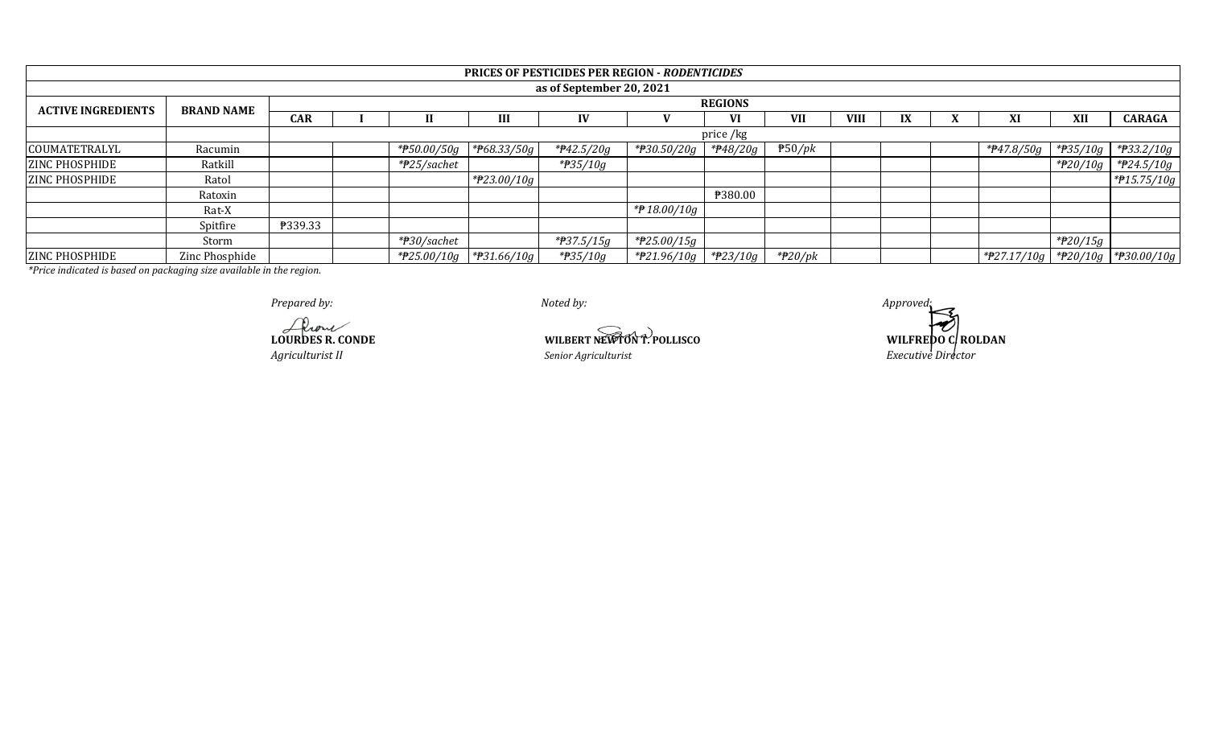| ACTIVE INGREDIENTS | BRAND NAME | REGIONS | | | | | | | | | | | | | | |
|---|---|---|---|---|---|---|---|---|---|---|---|---|---|---|---|---|
| | | CAR | I | II | III | IV | V | VI | VII | VIII | IX | X | XI | XII | CARAGA |
| | | price /kg | | | | | | | | | | | | | | |
| COUMATETRALYL | Racumin | | | *₱50.00/50g | *₱68.33/50g | *₱42.5/20g | *₱30.50/20g | *₱48/20g | ₱50/pk | | | | *₱47.8/50g | *₱35/10g | *₱33.2/10g |
| ZINC PHOSPHIDE | Ratkill | | | *₱25/sachet | | *₱35/10g | | | | | | | | *₱20/10g | *₱24.5/10g |
| ZINC PHOSPHIDE | Ratol | | | | *₱23.00/10g | | | | | | | | | | *₱15.75/10g |
| | Ratoxin | | | | | | | ₱380.00 | | | | | | | |
| | Rat-X | | | | | | *₱ 18.00/10g | | | | | | | | |
| | Spitfire | ₱339.33 | | | | | | | | | | | | | |
| | Storm | | | *₱30/sachet | | *₱37.5/15g | *₱25.00/15g | | | | | | | *₱20/15g | |
| ZINC PHOSPHIDE | Zinc Phosphide | | | *₱25.00/10g | *₱31.66/10g | *₱35/10g | *₱21.96/10g | *₱23/10g | *₱20/pk | | | | *₱27.17/10g | *₱20/10g | *₱30.00/10g |

PRICES OF PESTICIDES PER REGION - *RODENTICIDES*, as of September 20, 2021

*Price indicated is based on packaging size available in the region.*

*Prepared by:*

**LOURDES R. CONDE**
*Agriculturist II*

*Noted by:*

**WILBERT NEWTON T. POLLISCO**
*Senior Agriculturist*

*Approved:*

**WILFREDO C. ROLDAN**
*Executive Director*